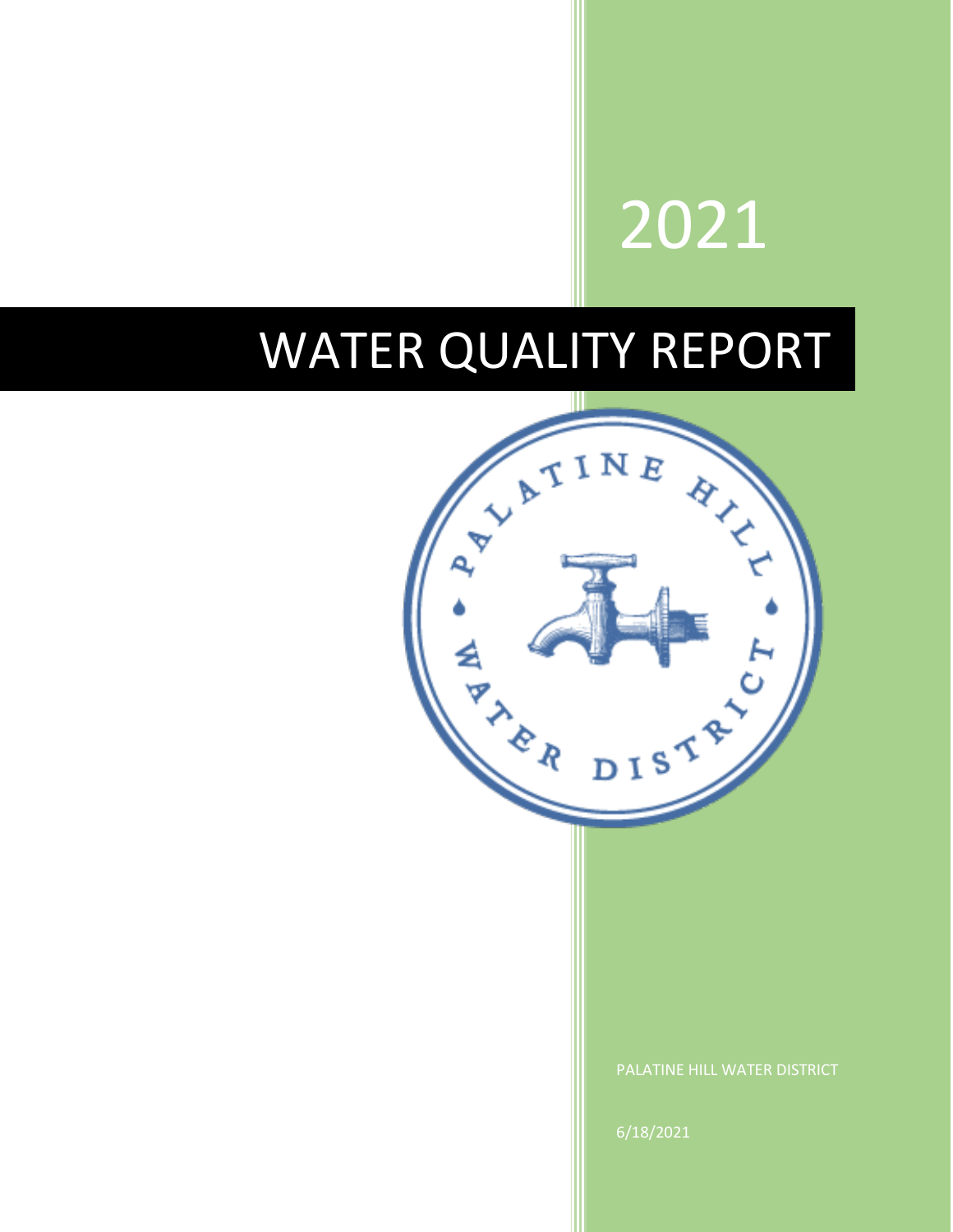2021

# WATER QUALITY REPORT

PALATINE HILL WATER DISTRICT

6/18/2021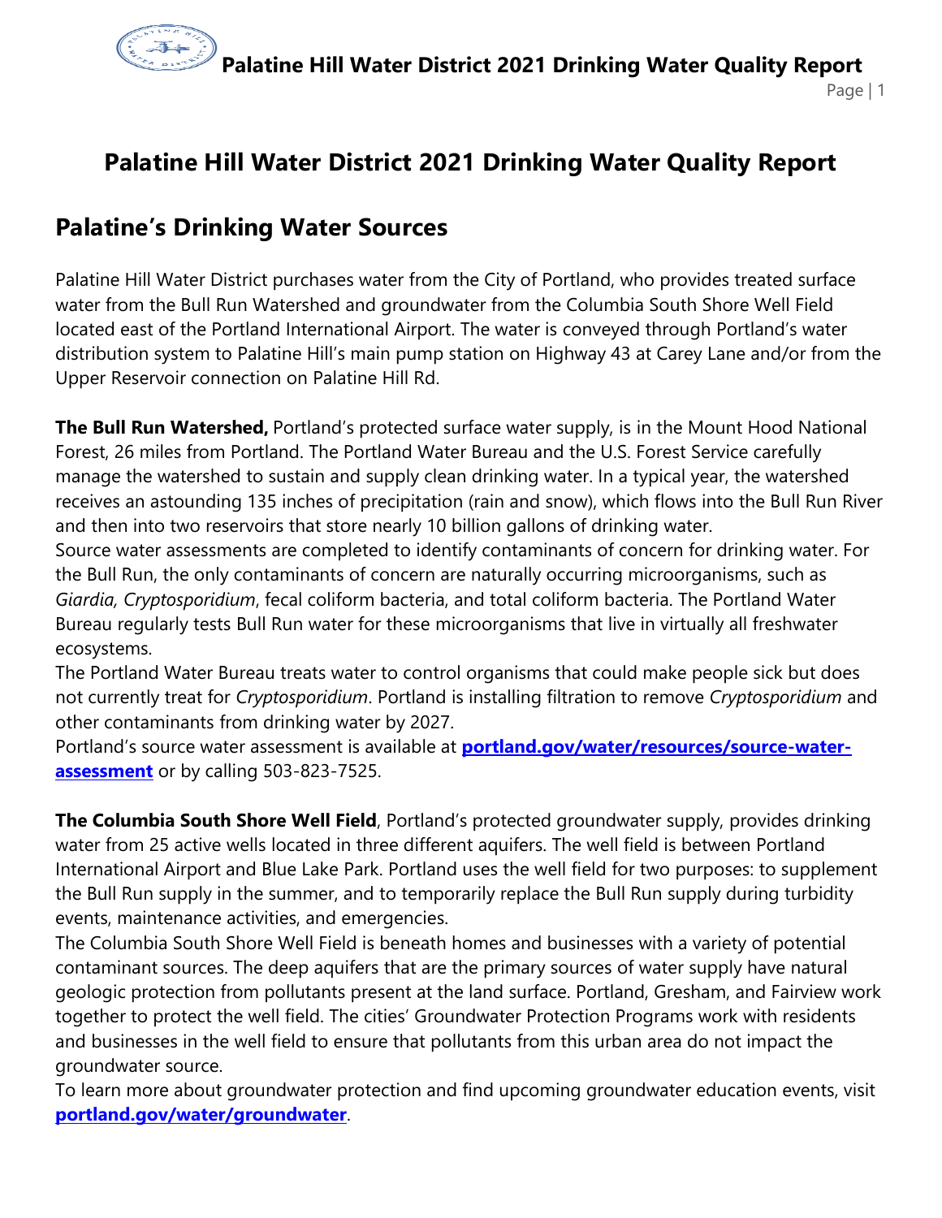# Palatine Hill Water District 2021 Drinking Water Quality Report

## Palatine's Drinking Water Sources

Palatine Hill Water District purchases water from the City of Portland, who provides treated surface water from the Bull Run Watershed and groundwater from the Columbia South Shore Well Field located east of the Portland International Airport. The water is conveyed through Portland's water distribution system to Palatine Hill's main pump station on Highway 43 at Carey Lane and/or from the Upper Reservoir connection on Palatine Hill Rd.

**The Bull Run Watershed,** Portland's protected surface water supply, is in the Mount Hood National Forest, 26 miles from Portland. The Portland Water Bureau and the U.S. Forest Service carefully manage the watershed to sustain and supply clean drinking water. In a typical year, the watershed receives an astounding 135 inches of precipitation (rain and snow), which flows into the Bull Run River and then into two reservoirs that store nearly 10 billion gallons of drinking water.

Source water assessments are completed to identify contaminants of concern for drinking water. For the Bull Run, the only contaminants of concern are naturally occurring microorganisms, such as *Giardia, Cryptosporidium*, fecal coliform bacteria, and total coliform bacteria. The Portland Water Bureau regularly tests Bull Run water for these microorganisms that live in virtually all freshwater ecosystems.

The Portland Water Bureau treats water to control organisms that could make people sick but does not currently treat for *Cryptosporidium*. Portland is installing filtration to remove *Cryptosporidium* and other contaminants from drinking water by 2027.

Portland's source water assessment is available at **portland.gov/water/resources/source-water-assessment** or by calling 503-823-7525.

**The Columbia South Shore Well Field**, Portland's protected groundwater supply, provides drinking water from 25 active wells located in three different aquifers. The well field is between Portland International Airport and Blue Lake Park. Portland uses the well field for two purposes: to supplement the Bull Run supply in the summer, and to temporarily replace the Bull Run supply during turbidity events, maintenance activities, and emergencies.

The Columbia South Shore Well Field is beneath homes and businesses with a variety of potential contaminant sources. The deep aquifers that are the primary sources of water supply have natural geologic protection from pollutants present at the land surface. Portland, Gresham, and Fairview work together to protect the well field. The cities' Groundwater Protection Programs work with residents and businesses in the well field to ensure that pollutants from this urban area do not impact the groundwater source.

To learn more about groundwater protection and find upcoming groundwater education events, visit **portland.gov/water/groundwater**.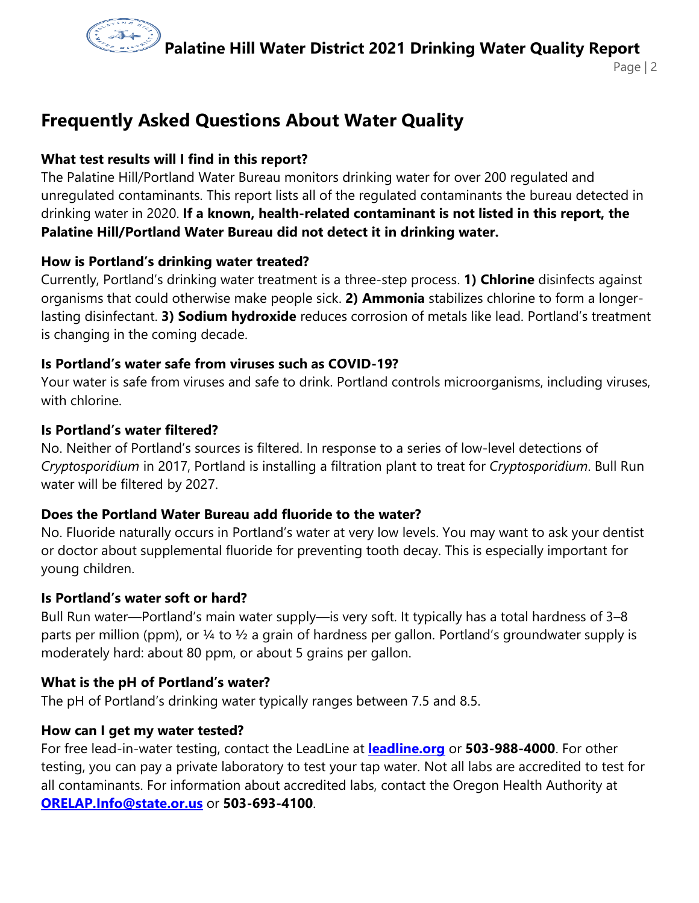## Frequently Asked Questions About Water Quality

**What test results will I find in this report?**

The Palatine Hill/Portland Water Bureau monitors drinking water for over 200 regulated and unregulated contaminants. This report lists all of the regulated contaminants the bureau detected in drinking water in 2020. **If a known, health-related contaminant is not listed in this report, the Palatine Hill/Portland Water Bureau did not detect it in drinking water.**

**How is Portland's drinking water treated?**

Currently, Portland's drinking water treatment is a three-step process. **1) Chlorine** disinfects against organisms that could otherwise make people sick. **2) Ammonia** stabilizes chlorine to form a longer-lasting disinfectant. **3) Sodium hydroxide** reduces corrosion of metals like lead. Portland's treatment is changing in the coming decade.

**Is Portland's water safe from viruses such as COVID-19?**

Your water is safe from viruses and safe to drink. Portland controls microorganisms, including viruses, with chlorine.

**Is Portland's water filtered?**

No. Neither of Portland's sources is filtered. In response to a series of low-level detections of *Cryptosporidium* in 2017, Portland is installing a filtration plant to treat for *Cryptosporidium*. Bull Run water will be filtered by 2027.

**Does the Portland Water Bureau add fluoride to the water?**

No. Fluoride naturally occurs in Portland's water at very low levels. You may want to ask your dentist or doctor about supplemental fluoride for preventing tooth decay. This is especially important for young children.

**Is Portland's water soft or hard?**

Bull Run water—Portland's main water supply—is very soft. It typically has a total hardness of 3–8 parts per million (ppm), or ¼ to ½ a grain of hardness per gallon. Portland's groundwater supply is moderately hard: about 80 ppm, or about 5 grains per gallon.

**What is the pH of Portland's water?**

The pH of Portland's drinking water typically ranges between 7.5 and 8.5.

**How can I get my water tested?**

For free lead-in-water testing, contact the LeadLine at **[leadline.org](http://leadline.org)** or **503-988-4000**. For other testing, you can pay a private laboratory to test your tap water. Not all labs are accredited to test for all contaminants. For information about accredited labs, contact the Oregon Health Authority at **[ORELAP.Info@state.or.us](mailto:ORELAP.Info@state.or.us)** or **503-693-4100**.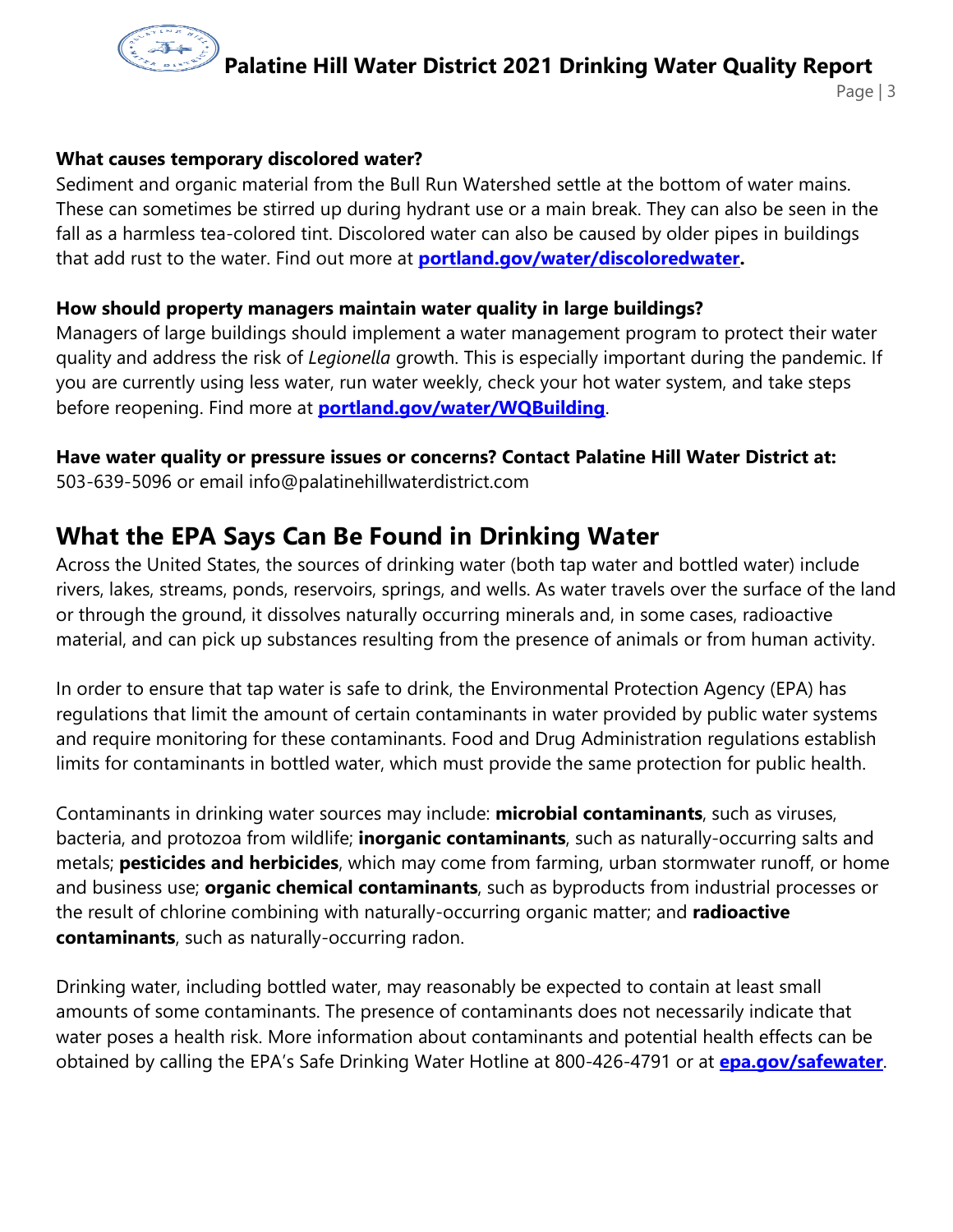**What causes temporary discolored water?**
Sediment and organic material from the Bull Run Watershed settle at the bottom of water mains. These can sometimes be stirred up during hydrant use or a main break. They can also be seen in the fall as a harmless tea-colored tint. Discolored water can also be caused by older pipes in buildings that add rust to the water. Find out more at **portland.gov/water/discoloredwater.**

**How should property managers maintain water quality in large buildings?**
Managers of large buildings should implement a water management program to protect their water quality and address the risk of *Legionella* growth. This is especially important during the pandemic. If you are currently using less water, run water weekly, check your hot water system, and take steps before reopening. Find more at **portland.gov/water/WQBuilding**.

**Have water quality or pressure issues or concerns? Contact Palatine Hill Water District at:**
503-639-5096 or email info@palatinehillwaterdistrict.com

## What the EPA Says Can Be Found in Drinking Water

Across the United States, the sources of drinking water (both tap water and bottled water) include rivers, lakes, streams, ponds, reservoirs, springs, and wells. As water travels over the surface of the land or through the ground, it dissolves naturally occurring minerals and, in some cases, radioactive material, and can pick up substances resulting from the presence of animals or from human activity.

In order to ensure that tap water is safe to drink, the Environmental Protection Agency (EPA) has regulations that limit the amount of certain contaminants in water provided by public water systems and require monitoring for these contaminants. Food and Drug Administration regulations establish limits for contaminants in bottled water, which must provide the same protection for public health.

Contaminants in drinking water sources may include: **microbial contaminants**, such as viruses, bacteria, and protozoa from wildlife; **inorganic contaminants**, such as naturally-occurring salts and metals; **pesticides and herbicides**, which may come from farming, urban stormwater runoff, or home and business use; **organic chemical contaminants**, such as byproducts from industrial processes or the result of chlorine combining with naturally-occurring organic matter; and **radioactive contaminants**, such as naturally-occurring radon.

Drinking water, including bottled water, may reasonably be expected to contain at least small amounts of some contaminants. The presence of contaminants does not necessarily indicate that water poses a health risk. More information about contaminants and potential health effects can be obtained by calling the EPA's Safe Drinking Water Hotline at 800-426-4791 or at **epa.gov/safewater**.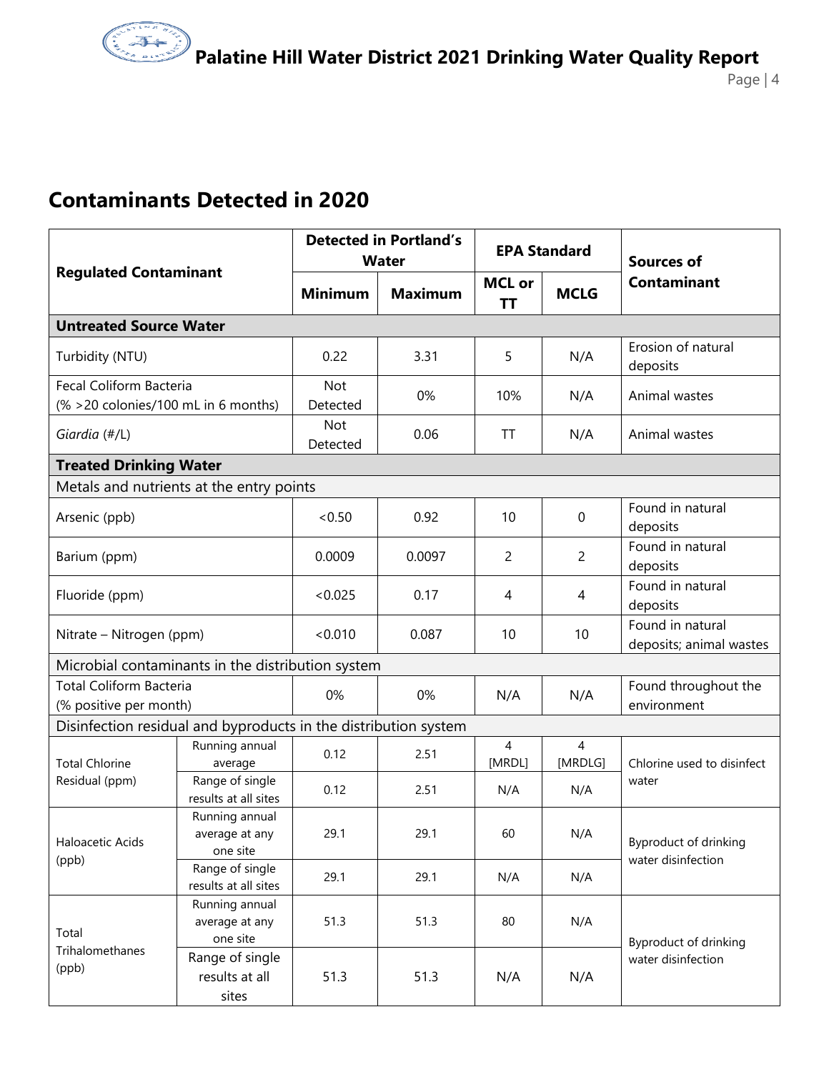## Contaminants Detected in 2020

| Regulated Contaminant | | Detected in Portland's Water | | EPA Standard | | Sources of Contaminant |
|---|---|---|---|---|---|---|
| | | Minimum | Maximum | MCL or TT | MCLG | |
| **Untreated Source Water** | | | | | | |
| Turbidity (NTU) | | 0.22 | 3.31 | 5 | N/A | Erosion of natural deposits |
| Fecal Coliform Bacteria (% >20 colonies/100 mL in 6 months) | | Not Detected | 0% | 10% | N/A | Animal wastes |
| *Giardia* (#/L) | | Not Detected | 0.06 | TT | N/A | Animal wastes |
| **Treated Drinking Water** | | | | | | |
| Metals and nutrients at the entry points | | | | | | |
| Arsenic (ppb) | | <0.50 | 0.92 | 10 | 0 | Found in natural deposits |
| Barium (ppm) | | 0.0009 | 0.0097 | 2 | 2 | Found in natural deposits |
| Fluoride (ppm) | | <0.025 | 0.17 | 4 | 4 | Found in natural deposits |
| Nitrate – Nitrogen (ppm) | | <0.010 | 0.087 | 10 | 10 | Found in natural deposits; animal wastes |
| Microbial contaminants in the distribution system | | | | | | |
| Total Coliform Bacteria (% positive per month) | | 0% | 0% | N/A | N/A | Found throughout the environment |
| Disinfection residual and byproducts in the distribution system | | | | | | |
| Total Chlorine Residual (ppm) | Running annual average | 0.12 | 2.51 | 4 [MRDL] | 4 [MRDLG] | Chlorine used to disinfect water |
| | Range of single results at all sites | 0.12 | 2.51 | N/A | N/A | |
| Haloacetic Acids (ppb) | Running annual average at any one site | 29.1 | 29.1 | 60 | N/A | Byproduct of drinking water disinfection |
| | Range of single results at all sites | 29.1 | 29.1 | N/A | N/A | |
| Total Trihalomethanes (ppb) | Running annual average at any one site | 51.3 | 51.3 | 80 | N/A | Byproduct of drinking water disinfection |
| | Range of single results at all sites | 51.3 | 51.3 | N/A | N/A | |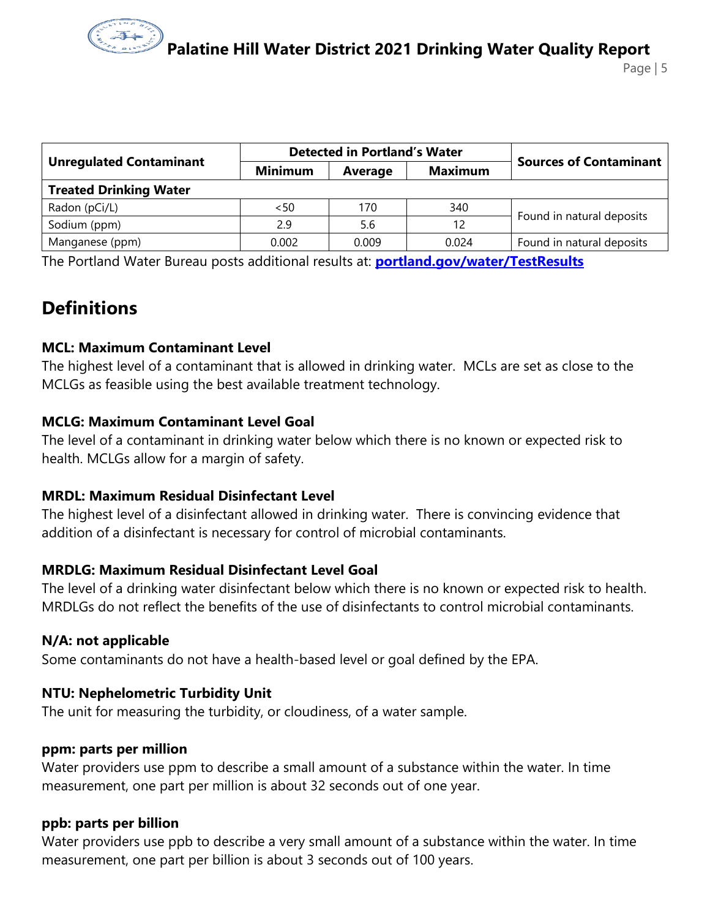| Unregulated Contaminant | Detected in Portland's Water | | | Sources of Contaminant |
|---|---|---|---|---|
| | Minimum | Average | Maximum | |
| **Treated Drinking Water** | | | | |
| Radon (pCi/L) | <50 | 170 | 340 | Found in natural deposits |
| Sodium (ppm) | 2.9 | 5.6 | 12 | Found in natural deposits |
| Manganese (ppm) | 0.002 | 0.009 | 0.024 | Found in natural deposits |

The Portland Water Bureau posts additional results at: **portland.gov/water/TestResults**

## Definitions

**MCL: Maximum Contaminant Level**
The highest level of a contaminant that is allowed in drinking water. MCLs are set as close to the MCLGs as feasible using the best available treatment technology.

**MCLG: Maximum Contaminant Level Goal**
The level of a contaminant in drinking water below which there is no known or expected risk to health. MCLGs allow for a margin of safety.

**MRDL: Maximum Residual Disinfectant Level**
The highest level of a disinfectant allowed in drinking water. There is convincing evidence that addition of a disinfectant is necessary for control of microbial contaminants.

**MRDLG: Maximum Residual Disinfectant Level Goal**
The level of a drinking water disinfectant below which there is no known or expected risk to health. MRDLGs do not reflect the benefits of the use of disinfectants to control microbial contaminants.

**N/A: not applicable**
Some contaminants do not have a health-based level or goal defined by the EPA.

**NTU: Nephelometric Turbidity Unit**
The unit for measuring the turbidity, or cloudiness, of a water sample.

**ppm: parts per million**
Water providers use ppm to describe a small amount of a substance within the water. In time measurement, one part per million is about 32 seconds out of one year.

**ppb: parts per billion**
Water providers use ppb to describe a very small amount of a substance within the water. In time measurement, one part per billion is about 3 seconds out of 100 years.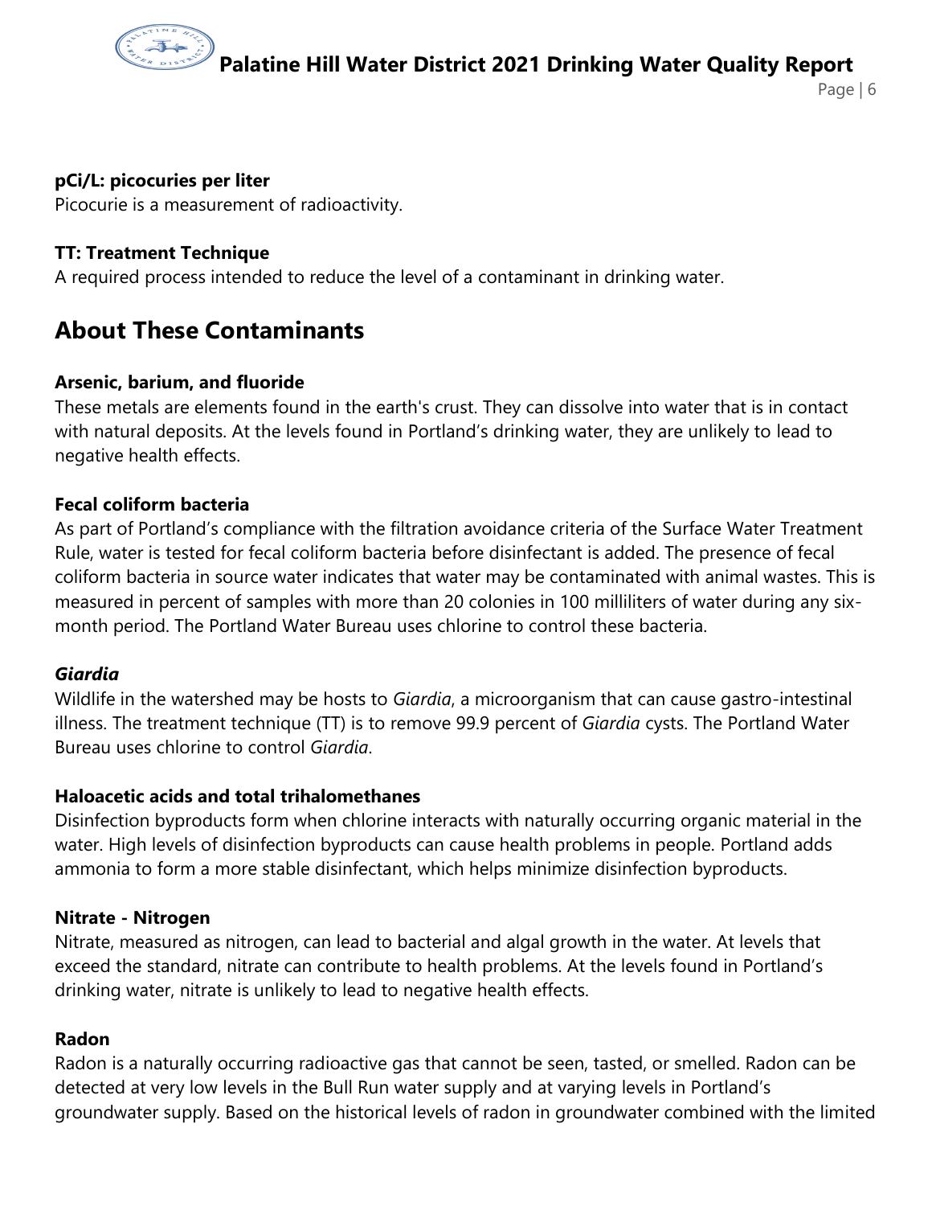**pCi/L: picocuries per liter**
Picocurie is a measurement of radioactivity.

**TT: Treatment Technique**
A required process intended to reduce the level of a contaminant in drinking water.

## About These Contaminants

**Arsenic, barium, and fluoride**
These metals are elements found in the earth's crust. They can dissolve into water that is in contact with natural deposits. At the levels found in Portland's drinking water, they are unlikely to lead to negative health effects.

**Fecal coliform bacteria**
As part of Portland's compliance with the filtration avoidance criteria of the Surface Water Treatment Rule, water is tested for fecal coliform bacteria before disinfectant is added. The presence of fecal coliform bacteria in source water indicates that water may be contaminated with animal wastes. This is measured in percent of samples with more than 20 colonies in 100 milliliters of water during any six-month period. The Portland Water Bureau uses chlorine to control these bacteria.

***Giardia***
Wildlife in the watershed may be hosts to *Giardia*, a microorganism that can cause gastro-intestinal illness. The treatment technique (TT) is to remove 99.9 percent of *Giardia* cysts. The Portland Water Bureau uses chlorine to control *Giardia*.

**Haloacetic acids and total trihalomethanes**
Disinfection byproducts form when chlorine interacts with naturally occurring organic material in the water. High levels of disinfection byproducts can cause health problems in people. Portland adds ammonia to form a more stable disinfectant, which helps minimize disinfection byproducts.

**Nitrate - Nitrogen**
Nitrate, measured as nitrogen, can lead to bacterial and algal growth in the water. At levels that exceed the standard, nitrate can contribute to health problems. At the levels found in Portland's drinking water, nitrate is unlikely to lead to negative health effects.

**Radon**
Radon is a naturally occurring radioactive gas that cannot be seen, tasted, or smelled. Radon can be detected at very low levels in the Bull Run water supply and at varying levels in Portland's groundwater supply. Based on the historical levels of radon in groundwater combined with the limited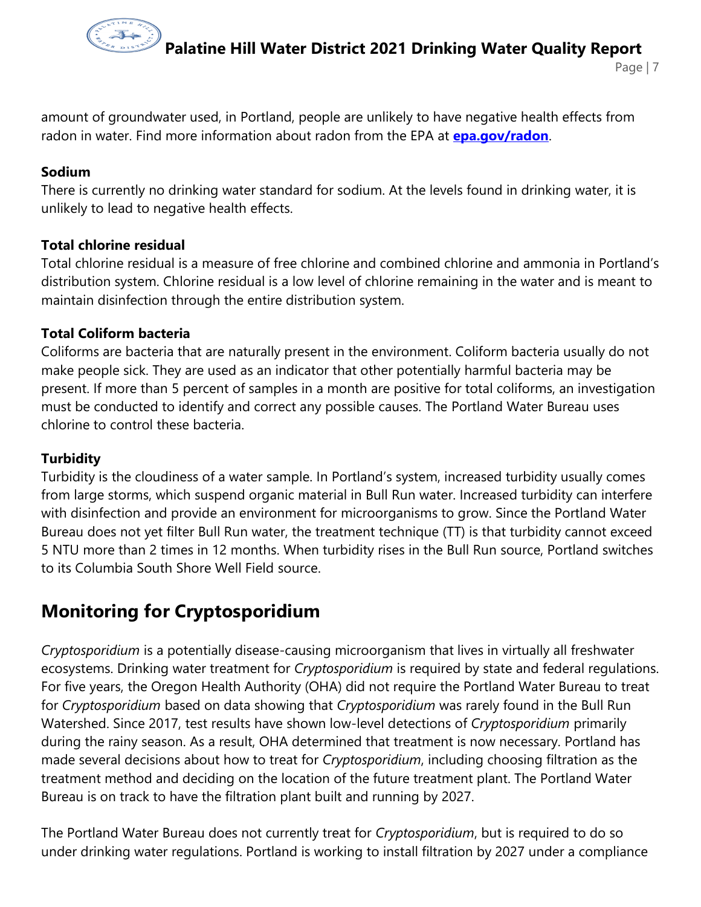amount of groundwater used, in Portland, people are unlikely to have negative health effects from radon in water. Find more information about radon from the EPA at **epa.gov/radon**.

### Sodium

There is currently no drinking water standard for sodium. At the levels found in drinking water, it is unlikely to lead to negative health effects.

### Total chlorine residual

Total chlorine residual is a measure of free chlorine and combined chlorine and ammonia in Portland's distribution system. Chlorine residual is a low level of chlorine remaining in the water and is meant to maintain disinfection through the entire distribution system.

### Total Coliform bacteria

Coliforms are bacteria that are naturally present in the environment. Coliform bacteria usually do not make people sick. They are used as an indicator that other potentially harmful bacteria may be present. If more than 5 percent of samples in a month are positive for total coliforms, an investigation must be conducted to identify and correct any possible causes. The Portland Water Bureau uses chlorine to control these bacteria.

### Turbidity

Turbidity is the cloudiness of a water sample. In Portland's system, increased turbidity usually comes from large storms, which suspend organic material in Bull Run water. Increased turbidity can interfere with disinfection and provide an environment for microorganisms to grow. Since the Portland Water Bureau does not yet filter Bull Run water, the treatment technique (TT) is that turbidity cannot exceed 5 NTU more than 2 times in 12 months. When turbidity rises in the Bull Run source, Portland switches to its Columbia South Shore Well Field source.

## Monitoring for Cryptosporidium

*Cryptosporidium* is a potentially disease-causing microorganism that lives in virtually all freshwater ecosystems. Drinking water treatment for *Cryptosporidium* is required by state and federal regulations. For five years, the Oregon Health Authority (OHA) did not require the Portland Water Bureau to treat for *Cryptosporidium* based on data showing that *Cryptosporidium* was rarely found in the Bull Run Watershed. Since 2017, test results have shown low-level detections of *Cryptosporidium* primarily during the rainy season. As a result, OHA determined that treatment is now necessary. Portland has made several decisions about how to treat for *Cryptosporidium*, including choosing filtration as the treatment method and deciding on the location of the future treatment plant. The Portland Water Bureau is on track to have the filtration plant built and running by 2027.

The Portland Water Bureau does not currently treat for *Cryptosporidium*, but is required to do so under drinking water regulations. Portland is working to install filtration by 2027 under a compliance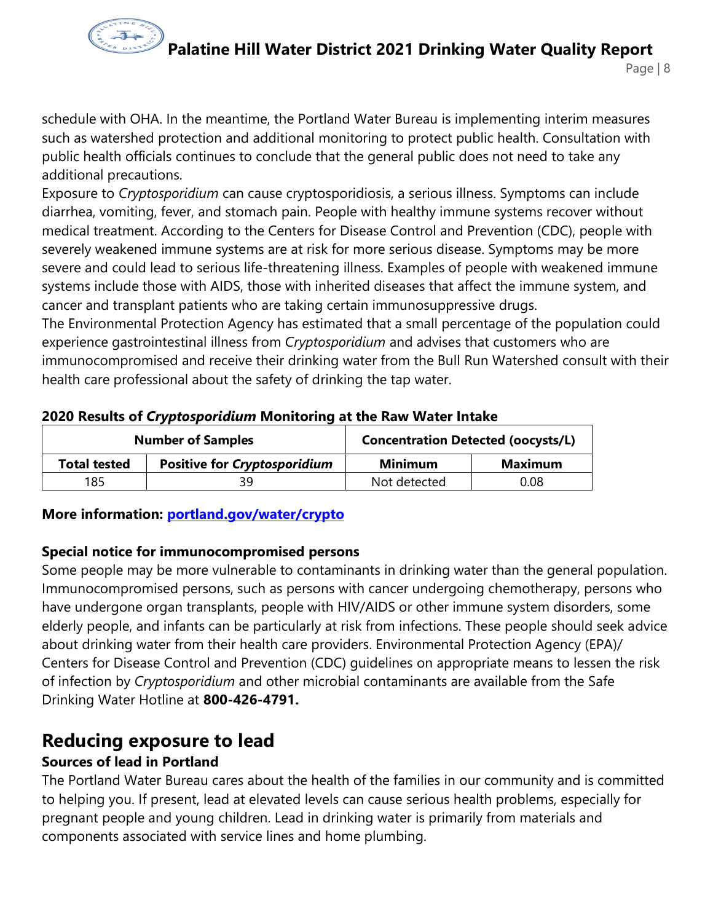schedule with OHA. In the meantime, the Portland Water Bureau is implementing interim measures such as watershed protection and additional monitoring to protect public health. Consultation with public health officials continues to conclude that the general public does not need to take any additional precautions.

Exposure to *Cryptosporidium* can cause cryptosporidiosis, a serious illness. Symptoms can include diarrhea, vomiting, fever, and stomach pain. People with healthy immune systems recover without medical treatment. According to the Centers for Disease Control and Prevention (CDC), people with severely weakened immune systems are at risk for more serious disease. Symptoms may be more severe and could lead to serious life-threatening illness. Examples of people with weakened immune systems include those with AIDS, those with inherited diseases that affect the immune system, and cancer and transplant patients who are taking certain immunosuppressive drugs.

The Environmental Protection Agency has estimated that a small percentage of the population could experience gastrointestinal illness from *Cryptosporidium* and advises that customers who are immunocompromised and receive their drinking water from the Bull Run Watershed consult with their health care professional about the safety of drinking the tap water.

**2020 Results of *Cryptosporidium* Monitoring at the Raw Water Intake**

| Number of Samples | | Concentration Detected (oocysts/L) | |
|---|---|---|---|
| **Total tested** | **Positive for *Cryptosporidium*** | **Minimum** | **Maximum** |
| 185 | 39 | Not detected | 0.08 |

**More information: [portland.gov/water/crypto](portland.gov/water/crypto)**

**Special notice for immunocompromised persons**

Some people may be more vulnerable to contaminants in drinking water than the general population. Immunocompromised persons, such as persons with cancer undergoing chemotherapy, persons who have undergone organ transplants, people with HIV/AIDS or other immune system disorders, some elderly people, and infants can be particularly at risk from infections. These people should seek advice about drinking water from their health care providers. Environmental Protection Agency (EPA)/ Centers for Disease Control and Prevention (CDC) guidelines on appropriate means to lessen the risk of infection by *Cryptosporidium* and other microbial contaminants are available from the Safe Drinking Water Hotline at **800-426-4791.**

## Reducing exposure to lead

**Sources of lead in Portland**

The Portland Water Bureau cares about the health of the families in our community and is committed to helping you. If present, lead at elevated levels can cause serious health problems, especially for pregnant people and young children. Lead in drinking water is primarily from materials and components associated with service lines and home plumbing.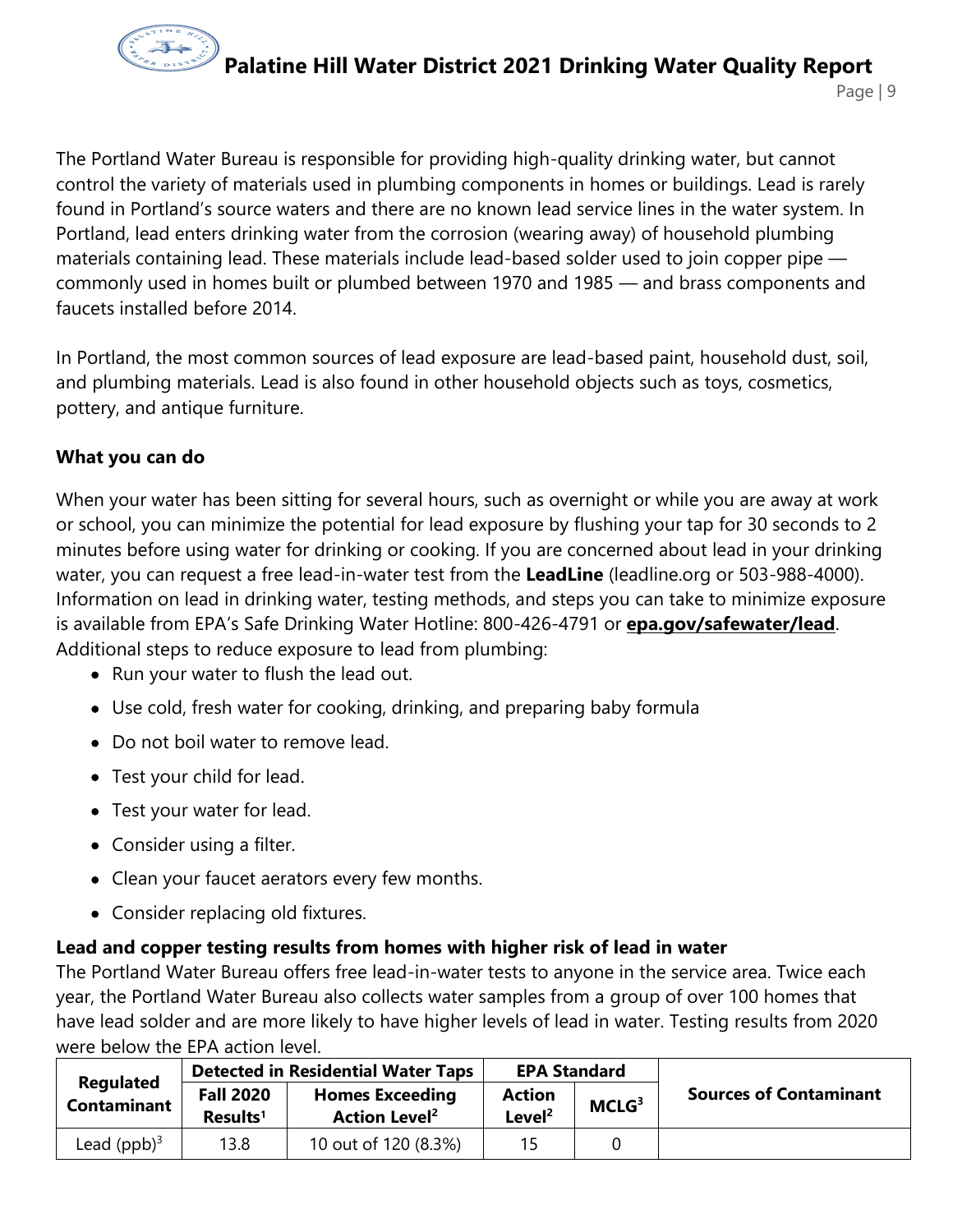The Portland Water Bureau is responsible for providing high-quality drinking water, but cannot control the variety of materials used in plumbing components in homes or buildings. Lead is rarely found in Portland's source waters and there are no known lead service lines in the water system. In Portland, lead enters drinking water from the corrosion (wearing away) of household plumbing materials containing lead. These materials include lead-based solder used to join copper pipe — commonly used in homes built or plumbed between 1970 and 1985 — and brass components and faucets installed before 2014.

In Portland, the most common sources of lead exposure are lead-based paint, household dust, soil, and plumbing materials. Lead is also found in other household objects such as toys, cosmetics, pottery, and antique furniture.

**What you can do**

When your water has been sitting for several hours, such as overnight or while you are away at work or school, you can minimize the potential for lead exposure by flushing your tap for 30 seconds to 2 minutes before using water for drinking or cooking. If you are concerned about lead in your drinking water, you can request a free lead-in-water test from the **LeadLine** (leadline.org or 503-988-4000). Information on lead in drinking water, testing methods, and steps you can take to minimize exposure is available from EPA's Safe Drinking Water Hotline: 800-426-4791 or **epa.gov/safewater/lead**. Additional steps to reduce exposure to lead from plumbing:

- Run your water to flush the lead out.
- Use cold, fresh water for cooking, drinking, and preparing baby formula
- Do not boil water to remove lead.
- Test your child for lead.
- Test your water for lead.
- Consider using a filter.
- Clean your faucet aerators every few months.
- Consider replacing old fixtures.

**Lead and copper testing results from homes with higher risk of lead in water**

The Portland Water Bureau offers free lead-in-water tests to anyone in the service area. Twice each year, the Portland Water Bureau also collects water samples from a group of over 100 homes that have lead solder and are more likely to have higher levels of lead in water. Testing results from 2020 were below the EPA action level.

| Regulated Contaminant | Detected in Residential Water Taps | | EPA Standard | | Sources of Contaminant |
|---|---|---|---|---|---|
| | Fall 2020 Results[1] | Homes Exceeding Action Level[2] | Action Level[2] | MCLG[3] | |
| Lead (ppb)[3] | 13.8 | 10 out of 120 (8.3%) | 15 | 0 | |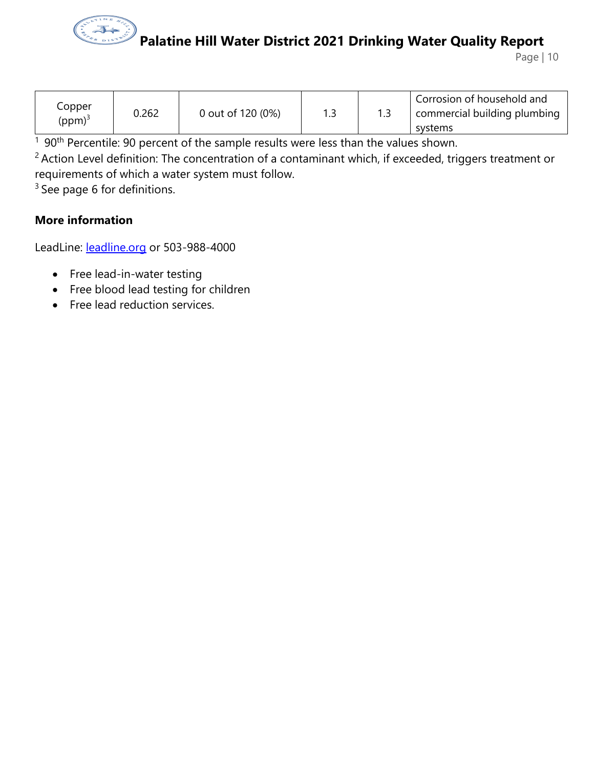| | | | | | |
|---|---|---|---|---|---|
| Copper (ppm)[3] | 0.262 | 0 out of 120 (0%) | 1.3 | 1.3 | Corrosion of household and commercial building plumbing systems |

[1] 90th Percentile: 90 percent of the sample results were less than the values shown.

[2] Action Level definition: The concentration of a contaminant which, if exceeded, triggers treatment or requirements of which a water system must follow.

[3] See page 6 for definitions.

**More information**

LeadLine: leadline.org or 503-988-4000

- Free lead-in-water testing
- Free blood lead testing for children
- Free lead reduction services.